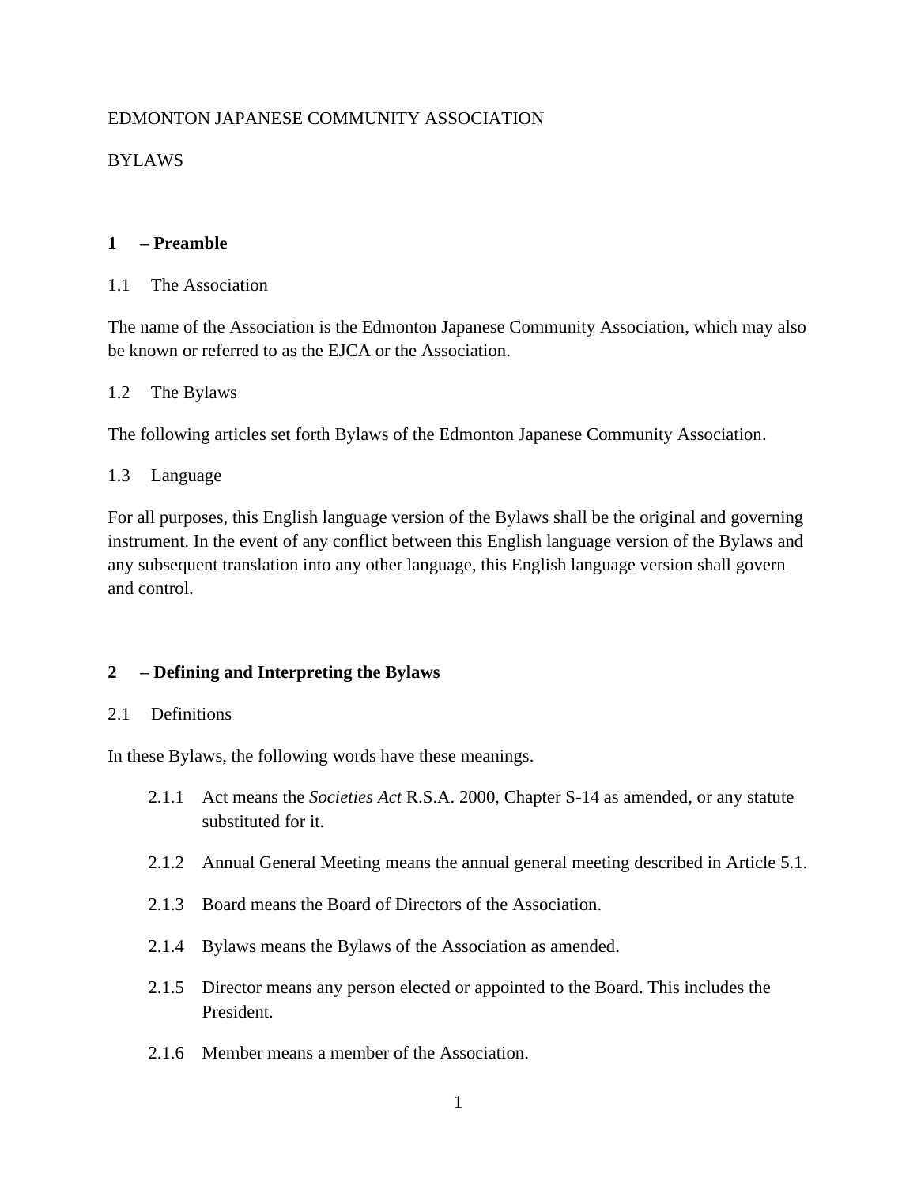EDMONTON JAPANESE COMMUNITY ASSOCIATION

BYLAWS

## 1 – Preamble

### 1.1 The Association

The name of the Association is the Edmonton Japanese Community Association, which may also be known or referred to as the EJCA or the Association.

### 1.2 The Bylaws

The following articles set forth Bylaws of the Edmonton Japanese Community Association.

### 1.3 Language

For all purposes, this English language version of the Bylaws shall be the original and governing instrument. In the event of any conflict between this English language version of the Bylaws and any subsequent translation into any other language, this English language version shall govern and control.

## 2 – Defining and Interpreting the Bylaws

### 2.1 Definitions

In these Bylaws, the following words have these meanings.

- 2.1.1 Act means the *Societies Act* R.S.A. 2000, Chapter S-14 as amended, or any statute substituted for it.
- 2.1.2 Annual General Meeting means the annual general meeting described in Article 5.1.
- 2.1.3 Board means the Board of Directors of the Association.
- 2.1.4 Bylaws means the Bylaws of the Association as amended.
- 2.1.5 Director means any person elected or appointed to the Board. This includes the President.
- 2.1.6 Member means a member of the Association.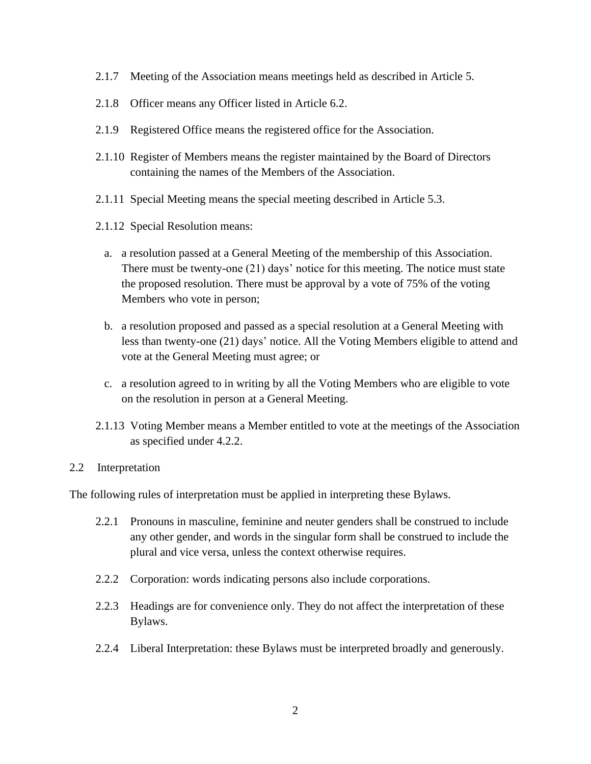2.1.7 Meeting of the Association means meetings held as described in Article 5.

2.1.8 Officer means any Officer listed in Article 6.2.

2.1.9 Registered Office means the registered office for the Association.

2.1.10 Register of Members means the register maintained by the Board of Directors containing the names of the Members of the Association.

2.1.11 Special Meeting means the special meeting described in Article 5.3.

2.1.12 Special Resolution means:

a. a resolution passed at a General Meeting of the membership of this Association. There must be twenty-one (21) days' notice for this meeting. The notice must state the proposed resolution. There must be approval by a vote of 75% of the voting Members who vote in person;

b. a resolution proposed and passed as a special resolution at a General Meeting with less than twenty-one (21) days' notice. All the Voting Members eligible to attend and vote at the General Meeting must agree; or

c. a resolution agreed to in writing by all the Voting Members who are eligible to vote on the resolution in person at a General Meeting.

2.1.13 Voting Member means a Member entitled to vote at the meetings of the Association as specified under 4.2.2.

2.2 Interpretation

The following rules of interpretation must be applied in interpreting these Bylaws.

2.2.1 Pronouns in masculine, feminine and neuter genders shall be construed to include any other gender, and words in the singular form shall be construed to include the plural and vice versa, unless the context otherwise requires.

2.2.2 Corporation: words indicating persons also include corporations.

2.2.3 Headings are for convenience only. They do not affect the interpretation of these Bylaws.

2.2.4 Liberal Interpretation: these Bylaws must be interpreted broadly and generously.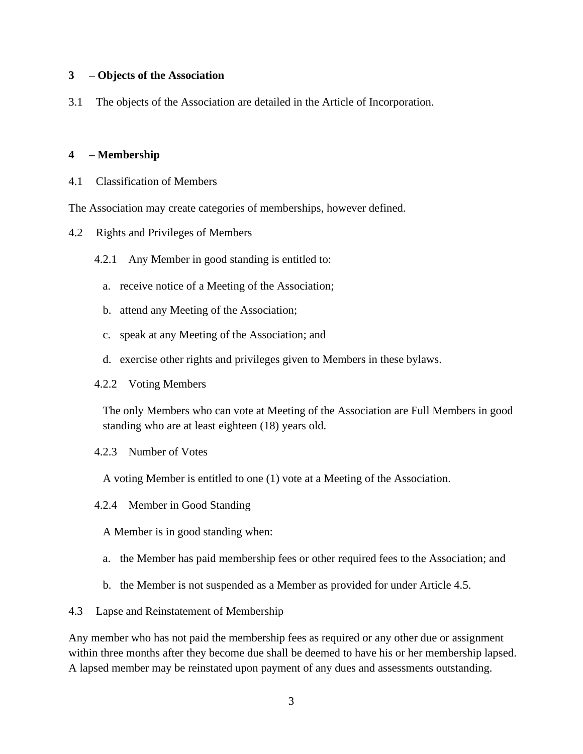## 3 – Objects of the Association

3.1 The objects of the Association are detailed in the Article of Incorporation.

## 4 – Membership

4.1 Classification of Members

The Association may create categories of memberships, however defined.

4.2 Rights and Privileges of Members

4.2.1 Any Member in good standing is entitled to:

a. receive notice of a Meeting of the Association;

b. attend any Meeting of the Association;

c. speak at any Meeting of the Association; and

d. exercise other rights and privileges given to Members in these bylaws.

4.2.2 Voting Members

The only Members who can vote at Meeting of the Association are Full Members in good standing who are at least eighteen (18) years old.

4.2.3 Number of Votes

A voting Member is entitled to one (1) vote at a Meeting of the Association.

4.2.4 Member in Good Standing

A Member is in good standing when:

a. the Member has paid membership fees or other required fees to the Association; and

b. the Member is not suspended as a Member as provided for under Article 4.5.

4.3 Lapse and Reinstatement of Membership

Any member who has not paid the membership fees as required or any other due or assignment within three months after they become due shall be deemed to have his or her membership lapsed. A lapsed member may be reinstated upon payment of any dues and assessments outstanding.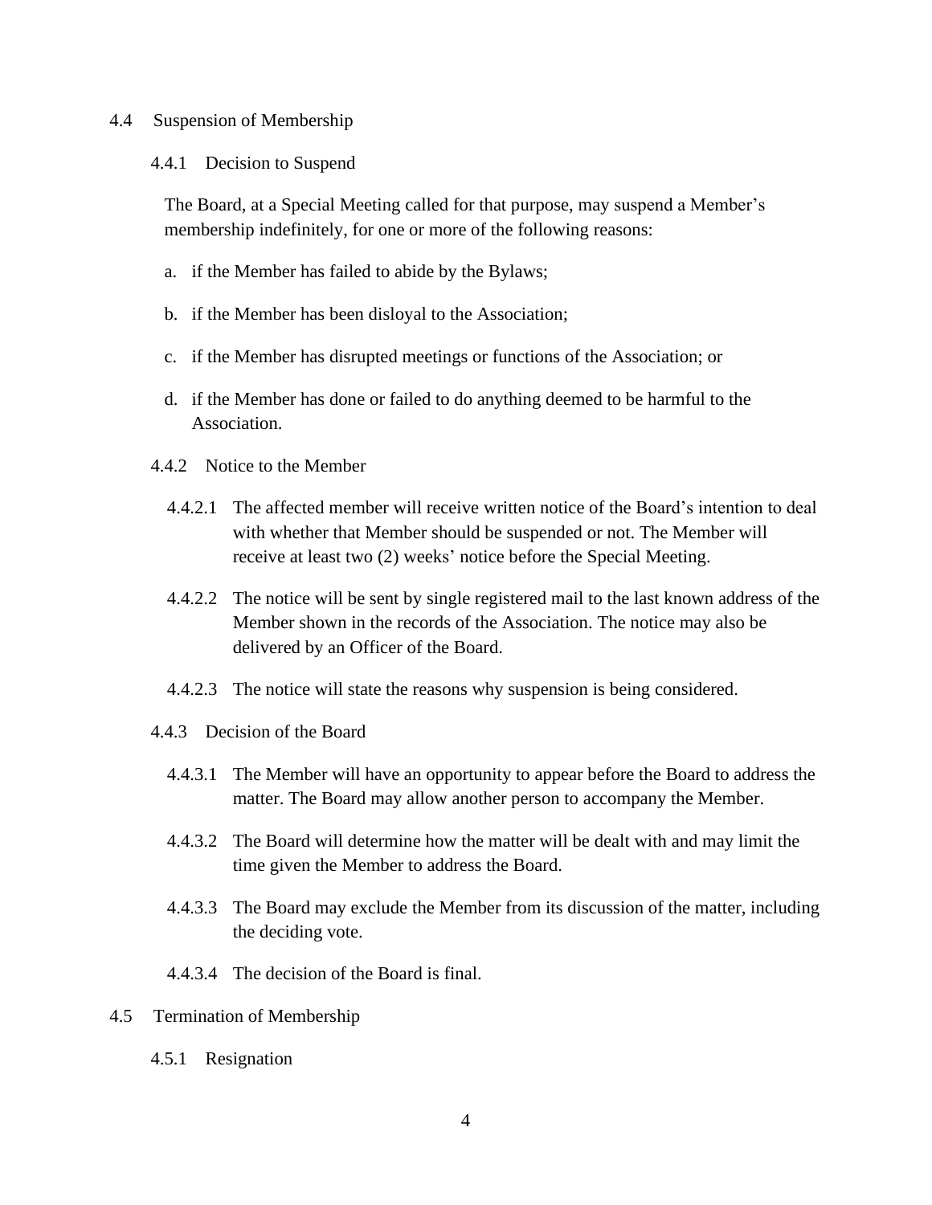## 4.4 Suspension of Membership

### 4.4.1 Decision to Suspend

The Board, at a Special Meeting called for that purpose, may suspend a Member's membership indefinitely, for one or more of the following reasons:

a. if the Member has failed to abide by the Bylaws;

b. if the Member has been disloyal to the Association;

c. if the Member has disrupted meetings or functions of the Association; or

d. if the Member has done or failed to do anything deemed to be harmful to the Association.

### 4.4.2 Notice to the Member

4.4.2.1 The affected member will receive written notice of the Board's intention to deal with whether that Member should be suspended or not. The Member will receive at least two (2) weeks' notice before the Special Meeting.

4.4.2.2 The notice will be sent by single registered mail to the last known address of the Member shown in the records of the Association. The notice may also be delivered by an Officer of the Board.

4.4.2.3 The notice will state the reasons why suspension is being considered.

### 4.4.3 Decision of the Board

4.4.3.1 The Member will have an opportunity to appear before the Board to address the matter. The Board may allow another person to accompany the Member.

4.4.3.2 The Board will determine how the matter will be dealt with and may limit the time given the Member to address the Board.

4.4.3.3 The Board may exclude the Member from its discussion of the matter, including the deciding vote.

4.4.3.4 The decision of the Board is final.

## 4.5 Termination of Membership

### 4.5.1 Resignation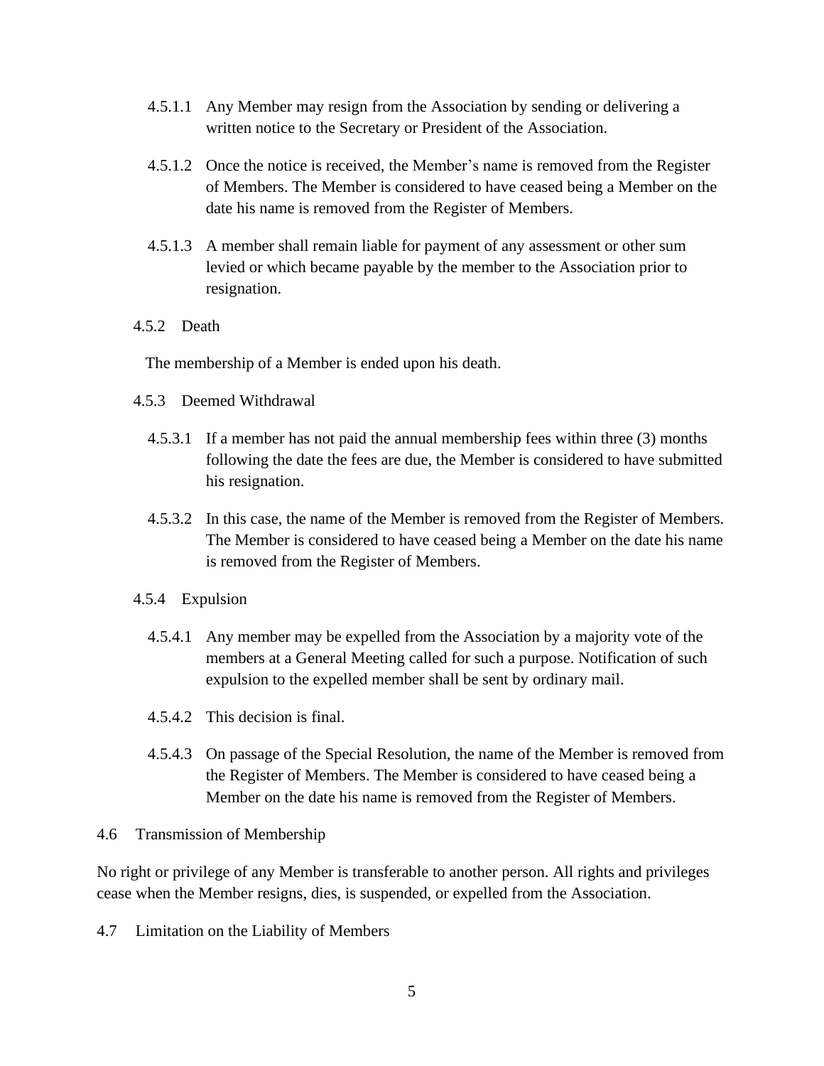4.5.1.1 Any Member may resign from the Association by sending or delivering a written notice to the Secretary or President of the Association.

4.5.1.2 Once the notice is received, the Member's name is removed from the Register of Members. The Member is considered to have ceased being a Member on the date his name is removed from the Register of Members.

4.5.1.3 A member shall remain liable for payment of any assessment or other sum levied or which became payable by the member to the Association prior to resignation.

4.5.2 Death

The membership of a Member is ended upon his death.

4.5.3 Deemed Withdrawal

4.5.3.1 If a member has not paid the annual membership fees within three (3) months following the date the fees are due, the Member is considered to have submitted his resignation.

4.5.3.2 In this case, the name of the Member is removed from the Register of Members. The Member is considered to have ceased being a Member on the date his name is removed from the Register of Members.

4.5.4 Expulsion

4.5.4.1 Any member may be expelled from the Association by a majority vote of the members at a General Meeting called for such a purpose. Notification of such expulsion to the expelled member shall be sent by ordinary mail.

4.5.4.2 This decision is final.

4.5.4.3 On passage of the Special Resolution, the name of the Member is removed from the Register of Members. The Member is considered to have ceased being a Member on the date his name is removed from the Register of Members.

4.6 Transmission of Membership

No right or privilege of any Member is transferable to another person. All rights and privileges cease when the Member resigns, dies, is suspended, or expelled from the Association.

4.7 Limitation on the Liability of Members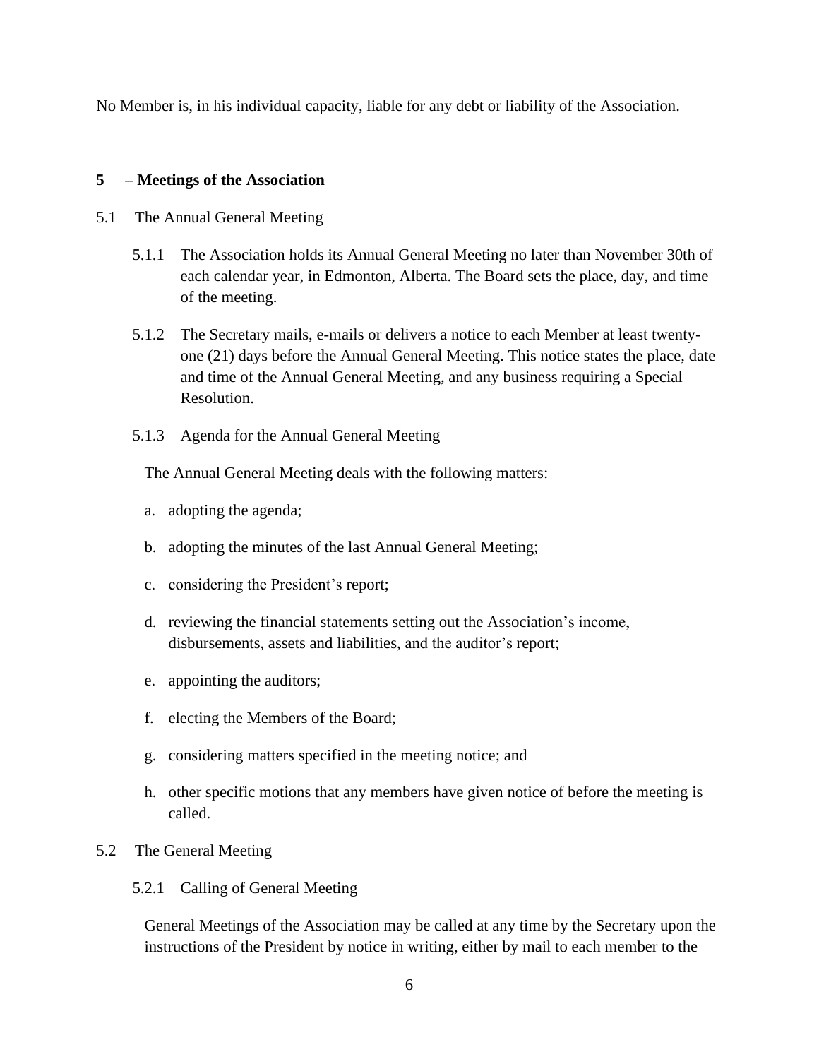No Member is, in his individual capacity, liable for any debt or liability of the Association.

## 5 – Meetings of the Association

5.1 The Annual General Meeting

5.1.1 The Association holds its Annual General Meeting no later than November 30th of each calendar year, in Edmonton, Alberta. The Board sets the place, day, and time of the meeting.

5.1.2 The Secretary mails, e-mails or delivers a notice to each Member at least twenty-one (21) days before the Annual General Meeting. This notice states the place, date and time of the Annual General Meeting, and any business requiring a Special Resolution.

5.1.3 Agenda for the Annual General Meeting

The Annual General Meeting deals with the following matters:

a. adopting the agenda;

b. adopting the minutes of the last Annual General Meeting;

c. considering the President's report;

d. reviewing the financial statements setting out the Association's income, disbursements, assets and liabilities, and the auditor's report;

e. appointing the auditors;

f. electing the Members of the Board;

g. considering matters specified in the meeting notice; and

h. other specific motions that any members have given notice of before the meeting is called.

5.2 The General Meeting

5.2.1 Calling of General Meeting

General Meetings of the Association may be called at any time by the Secretary upon the instructions of the President by notice in writing, either by mail to each member to the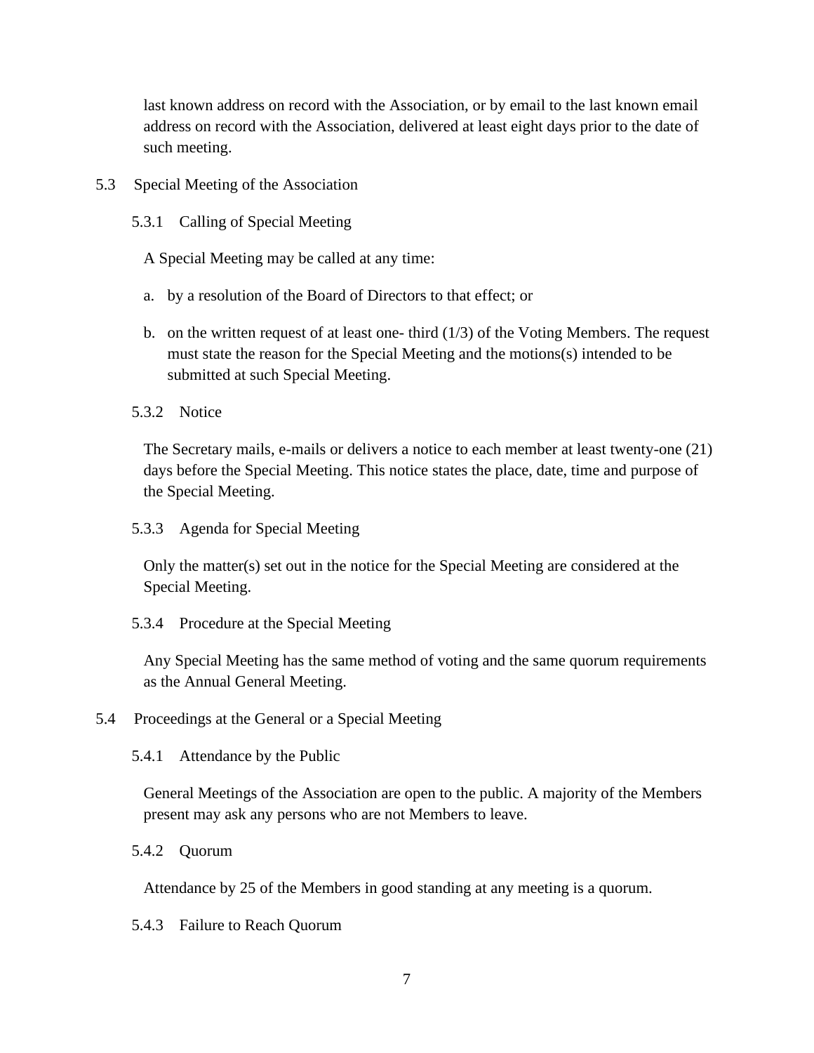last known address on record with the Association, or by email to the last known email address on record with the Association, delivered at least eight days prior to the date of such meeting.

### 5.3 Special Meeting of the Association

#### 5.3.1 Calling of Special Meeting

A Special Meeting may be called at any time:

a. by a resolution of the Board of Directors to that effect; or

b. on the written request of at least one- third (1/3) of the Voting Members. The request must state the reason for the Special Meeting and the motions(s) intended to be submitted at such Special Meeting.

#### 5.3.2 Notice

The Secretary mails, e-mails or delivers a notice to each member at least twenty-one (21) days before the Special Meeting. This notice states the place, date, time and purpose of the Special Meeting.

#### 5.3.3 Agenda for Special Meeting

Only the matter(s) set out in the notice for the Special Meeting are considered at the Special Meeting.

#### 5.3.4 Procedure at the Special Meeting

Any Special Meeting has the same method of voting and the same quorum requirements as the Annual General Meeting.

### 5.4 Proceedings at the General or a Special Meeting

#### 5.4.1 Attendance by the Public

General Meetings of the Association are open to the public. A majority of the Members present may ask any persons who are not Members to leave.

#### 5.4.2 Quorum

Attendance by 25 of the Members in good standing at any meeting is a quorum.

#### 5.4.3 Failure to Reach Quorum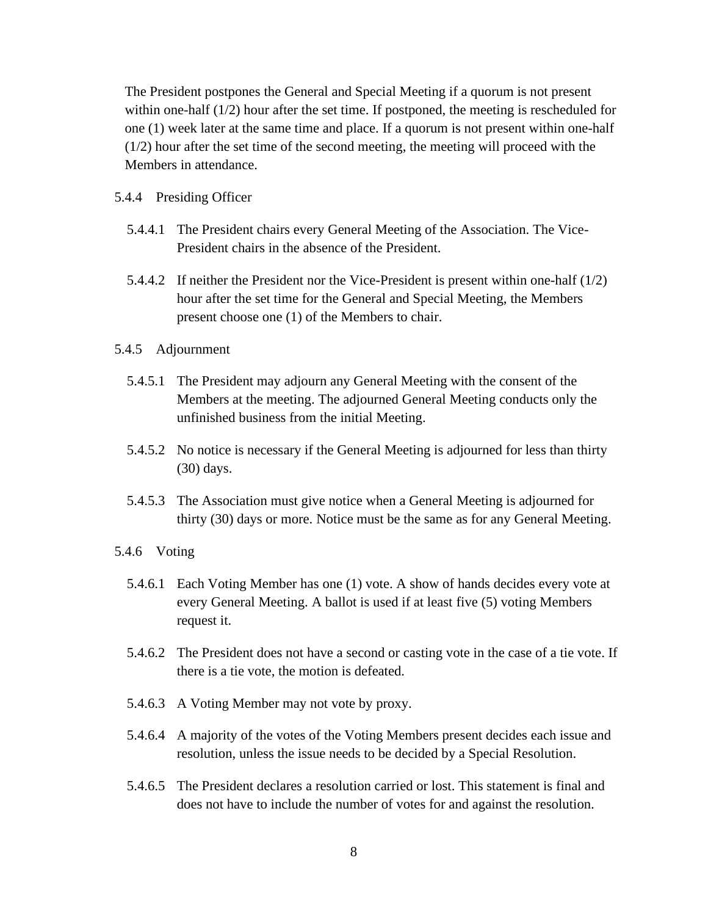The President postpones the General and Special Meeting if a quorum is not present within one-half (1/2) hour after the set time. If postponed, the meeting is rescheduled for one (1) week later at the same time and place. If a quorum is not present within one-half (1/2) hour after the set time of the second meeting, the meeting will proceed with the Members in attendance.

5.4.4 Presiding Officer

5.4.4.1 The President chairs every General Meeting of the Association. The Vice-President chairs in the absence of the President.

5.4.4.2 If neither the President nor the Vice-President is present within one-half (1/2) hour after the set time for the General and Special Meeting, the Members present choose one (1) of the Members to chair.

5.4.5 Adjournment

5.4.5.1 The President may adjourn any General Meeting with the consent of the Members at the meeting. The adjourned General Meeting conducts only the unfinished business from the initial Meeting.

5.4.5.2 No notice is necessary if the General Meeting is adjourned for less than thirty (30) days.

5.4.5.3 The Association must give notice when a General Meeting is adjourned for thirty (30) days or more. Notice must be the same as for any General Meeting.

5.4.6 Voting

5.4.6.1 Each Voting Member has one (1) vote. A show of hands decides every vote at every General Meeting. A ballot is used if at least five (5) voting Members request it.

5.4.6.2 The President does not have a second or casting vote in the case of a tie vote. If there is a tie vote, the motion is defeated.

5.4.6.3 A Voting Member may not vote by proxy.

5.4.6.4 A majority of the votes of the Voting Members present decides each issue and resolution, unless the issue needs to be decided by a Special Resolution.

5.4.6.5 The President declares a resolution carried or lost. This statement is final and does not have to include the number of votes for and against the resolution.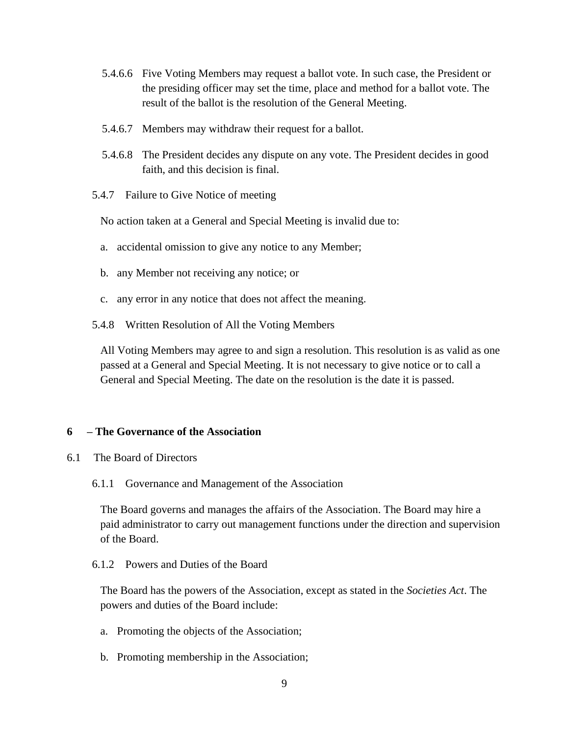5.4.6.6 Five Voting Members may request a ballot vote. In such case, the President or the presiding officer may set the time, place and method for a ballot vote. The result of the ballot is the resolution of the General Meeting.

5.4.6.7 Members may withdraw their request for a ballot.

5.4.6.8 The President decides any dispute on any vote. The President decides in good faith, and this decision is final.

5.4.7 Failure to Give Notice of meeting

No action taken at a General and Special Meeting is invalid due to:

a. accidental omission to give any notice to any Member;

b. any Member not receiving any notice; or

c. any error in any notice that does not affect the meaning.

5.4.8 Written Resolution of All the Voting Members

All Voting Members may agree to and sign a resolution. This resolution is as valid as one passed at a General and Special Meeting. It is not necessary to give notice or to call a General and Special Meeting. The date on the resolution is the date it is passed.

## 6 – The Governance of the Association

6.1 The Board of Directors

6.1.1 Governance and Management of the Association

The Board governs and manages the affairs of the Association. The Board may hire a paid administrator to carry out management functions under the direction and supervision of the Board.

6.1.2 Powers and Duties of the Board

The Board has the powers of the Association, except as stated in the *Societies Act*. The powers and duties of the Board include:

a. Promoting the objects of the Association;

b. Promoting membership in the Association;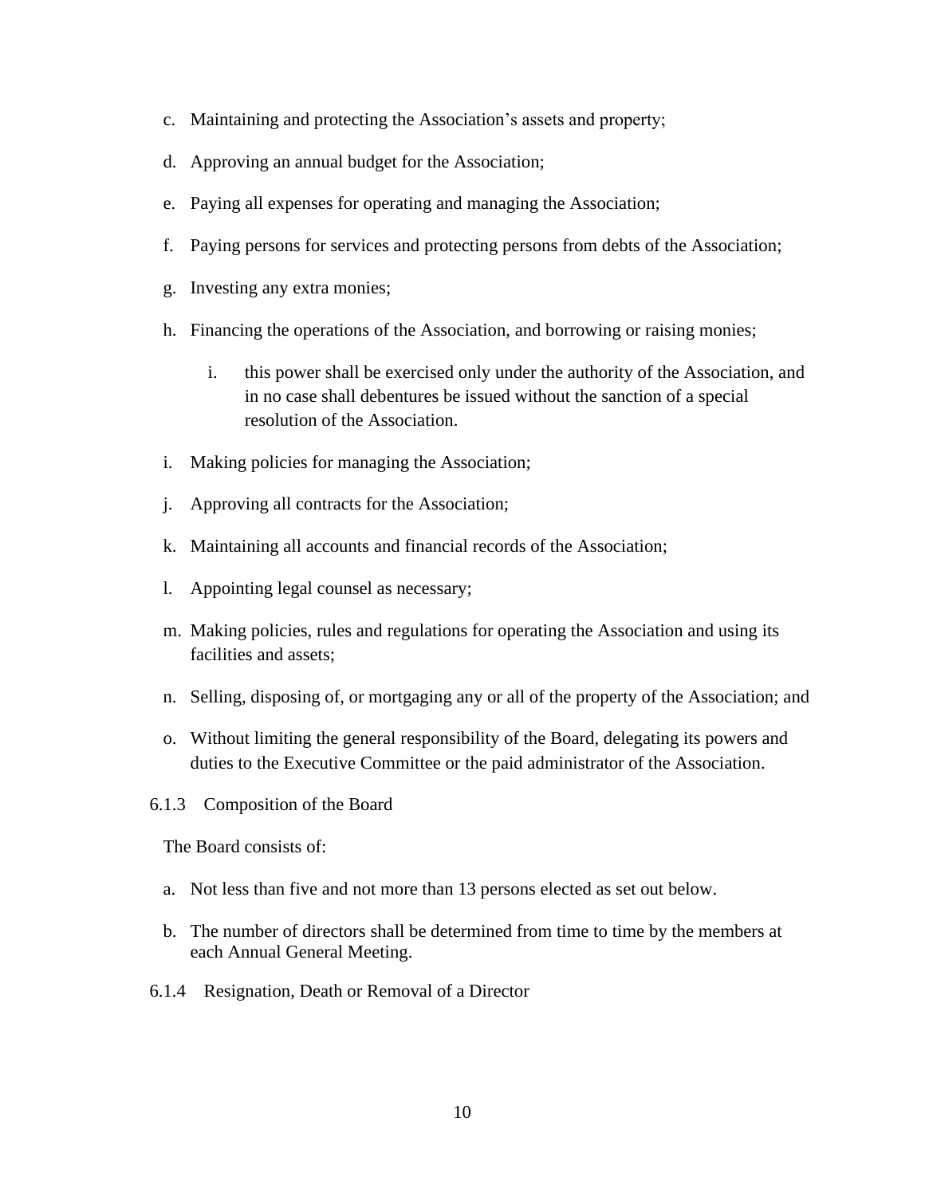c. Maintaining and protecting the Association's assets and property;

d. Approving an annual budget for the Association;

e. Paying all expenses for operating and managing the Association;

f. Paying persons for services and protecting persons from debts of the Association;

g. Investing any extra monies;

h. Financing the operations of the Association, and borrowing or raising monies;

    i. this power shall be exercised only under the authority of the Association, and in no case shall debentures be issued without the sanction of a special resolution of the Association.

i. Making policies for managing the Association;

j. Approving all contracts for the Association;

k. Maintaining all accounts and financial records of the Association;

l. Appointing legal counsel as necessary;

m. Making policies, rules and regulations for operating the Association and using its facilities and assets;

n. Selling, disposing of, or mortgaging any or all of the property of the Association; and

o. Without limiting the general responsibility of the Board, delegating its powers and duties to the Executive Committee or the paid administrator of the Association.

6.1.3 Composition of the Board

The Board consists of:

a. Not less than five and not more than 13 persons elected as set out below.

b. The number of directors shall be determined from time to time by the members at each Annual General Meeting.

6.1.4 Resignation, Death or Removal of a Director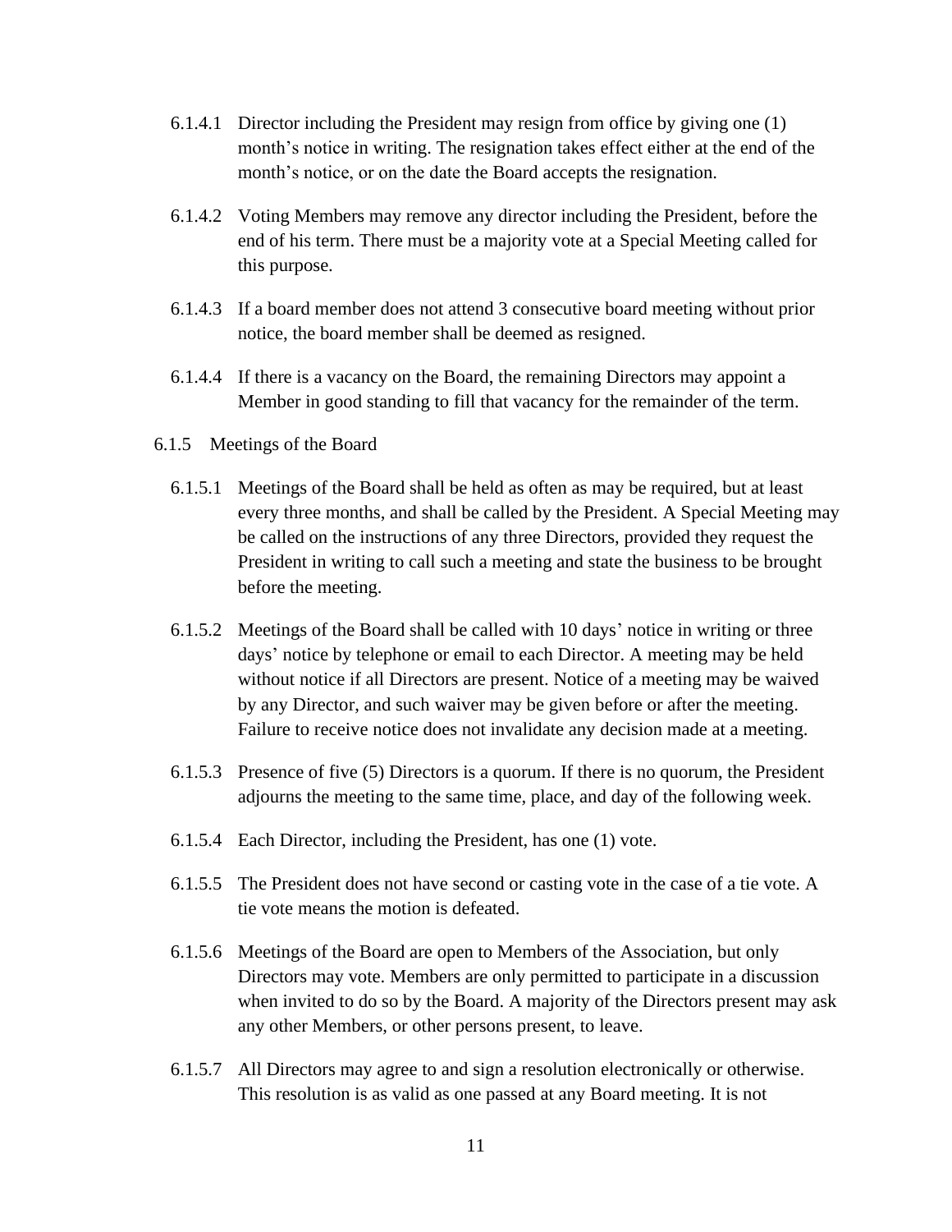6.1.4.1 Director including the President may resign from office by giving one (1) month's notice in writing. The resignation takes effect either at the end of the month's notice, or on the date the Board accepts the resignation.

6.1.4.2 Voting Members may remove any director including the President, before the end of his term. There must be a majority vote at a Special Meeting called for this purpose.

6.1.4.3 If a board member does not attend 3 consecutive board meeting without prior notice, the board member shall be deemed as resigned.

6.1.4.4 If there is a vacancy on the Board, the remaining Directors may appoint a Member in good standing to fill that vacancy for the remainder of the term.

6.1.5 Meetings of the Board

6.1.5.1 Meetings of the Board shall be held as often as may be required, but at least every three months, and shall be called by the President. A Special Meeting may be called on the instructions of any three Directors, provided they request the President in writing to call such a meeting and state the business to be brought before the meeting.

6.1.5.2 Meetings of the Board shall be called with 10 days' notice in writing or three days' notice by telephone or email to each Director. A meeting may be held without notice if all Directors are present. Notice of a meeting may be waived by any Director, and such waiver may be given before or after the meeting. Failure to receive notice does not invalidate any decision made at a meeting.

6.1.5.3 Presence of five (5) Directors is a quorum. If there is no quorum, the President adjourns the meeting to the same time, place, and day of the following week.

6.1.5.4 Each Director, including the President, has one (1) vote.

6.1.5.5 The President does not have second or casting vote in the case of a tie vote. A tie vote means the motion is defeated.

6.1.5.6 Meetings of the Board are open to Members of the Association, but only Directors may vote. Members are only permitted to participate in a discussion when invited to do so by the Board. A majority of the Directors present may ask any other Members, or other persons present, to leave.

6.1.5.7 All Directors may agree to and sign a resolution electronically or otherwise. This resolution is as valid as one passed at any Board meeting. It is not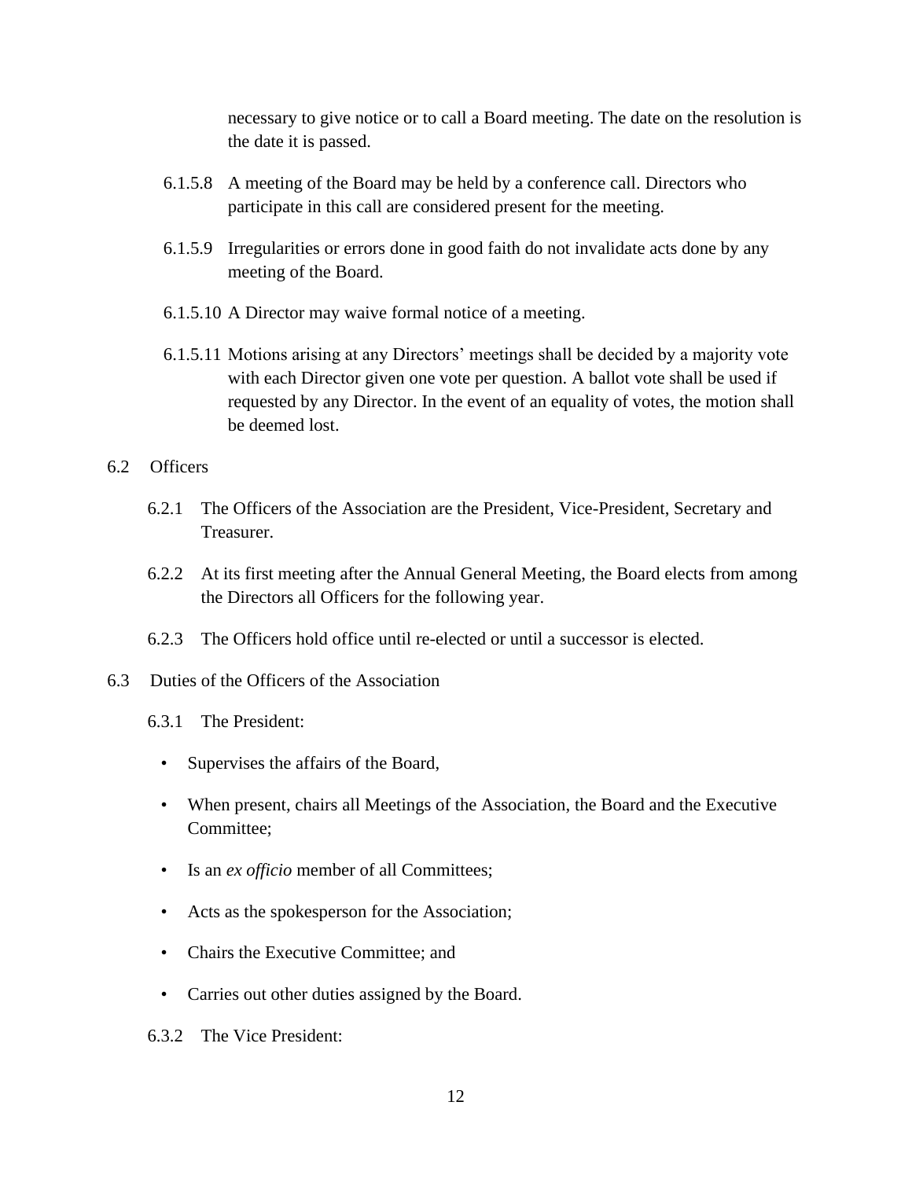necessary to give notice or to call a Board meeting. The date on the resolution is the date it is passed.

6.1.5.8 A meeting of the Board may be held by a conference call. Directors who participate in this call are considered present for the meeting.

6.1.5.9 Irregularities or errors done in good faith do not invalidate acts done by any meeting of the Board.

6.1.5.10 A Director may waive formal notice of a meeting.

6.1.5.11 Motions arising at any Directors' meetings shall be decided by a majority vote with each Director given one vote per question. A ballot vote shall be used if requested by any Director. In the event of an equality of votes, the motion shall be deemed lost.

6.2 Officers

6.2.1 The Officers of the Association are the President, Vice-President, Secretary and Treasurer.

6.2.2 At its first meeting after the Annual General Meeting, the Board elects from among the Directors all Officers for the following year.

6.2.3 The Officers hold office until re-elected or until a successor is elected.

6.3 Duties of the Officers of the Association

6.3.1 The President:

- Supervises the affairs of the Board,
- When present, chairs all Meetings of the Association, the Board and the Executive Committee;
- Is an *ex officio* member of all Committees;
- Acts as the spokesperson for the Association;
- Chairs the Executive Committee; and
- Carries out other duties assigned by the Board.

6.3.2 The Vice President: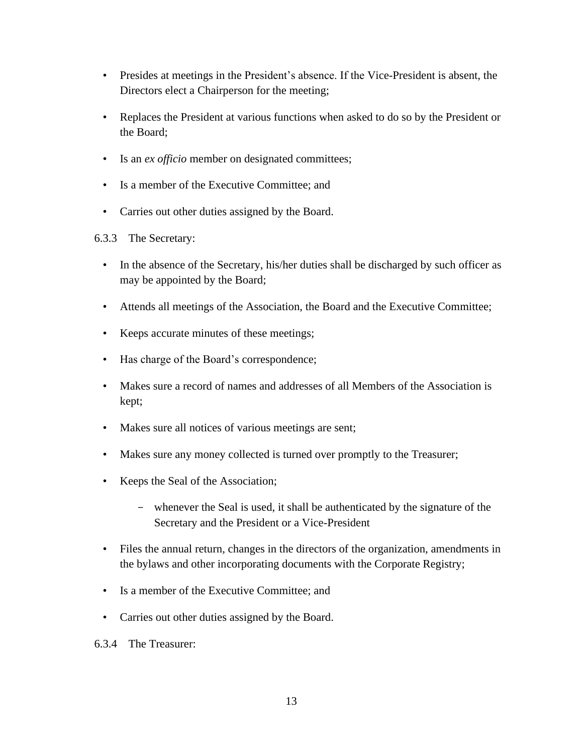- Presides at meetings in the President's absence. If the Vice-President is absent, the Directors elect a Chairperson for the meeting;
- Replaces the President at various functions when asked to do so by the President or the Board;
- Is an *ex officio* member on designated committees;
- Is a member of the Executive Committee; and
- Carries out other duties assigned by the Board.

6.3.3 The Secretary:

- In the absence of the Secretary, his/her duties shall be discharged by such officer as may be appointed by the Board;
- Attends all meetings of the Association, the Board and the Executive Committee;
- Keeps accurate minutes of these meetings;
- Has charge of the Board's correspondence;
- Makes sure a record of names and addresses of all Members of the Association is kept;
- Makes sure all notices of various meetings are sent;
- Makes sure any money collected is turned over promptly to the Treasurer;
- Keeps the Seal of the Association;
  - whenever the Seal is used, it shall be authenticated by the signature of the Secretary and the President or a Vice-President
- Files the annual return, changes in the directors of the organization, amendments in the bylaws and other incorporating documents with the Corporate Registry;
- Is a member of the Executive Committee; and
- Carries out other duties assigned by the Board.

6.3.4 The Treasurer: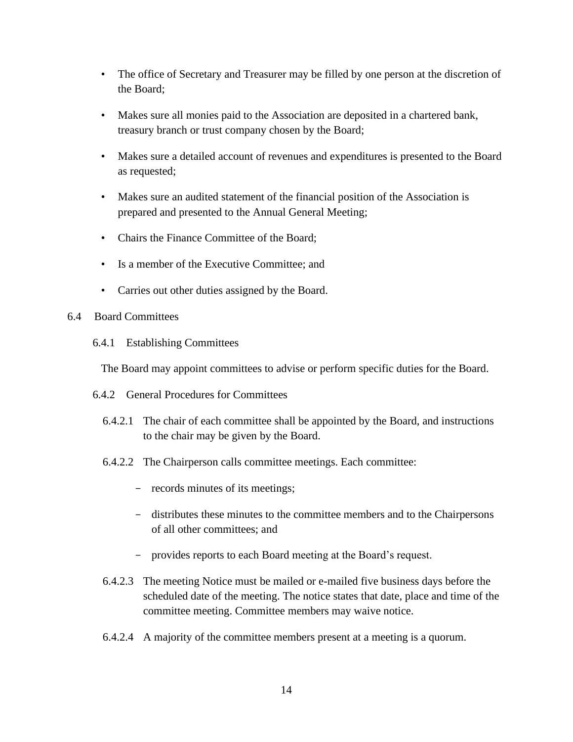- The office of Secretary and Treasurer may be filled by one person at the discretion of the Board;
- Makes sure all monies paid to the Association are deposited in a chartered bank, treasury branch or trust company chosen by the Board;
- Makes sure a detailed account of revenues and expenditures is presented to the Board as requested;
- Makes sure an audited statement of the financial position of the Association is prepared and presented to the Annual General Meeting;
- Chairs the Finance Committee of the Board;
- Is a member of the Executive Committee; and
- Carries out other duties assigned by the Board.

## 6.4 Board Committees

### 6.4.1 Establishing Committees

The Board may appoint committees to advise or perform specific duties for the Board.

### 6.4.2 General Procedures for Committees

6.4.2.1 The chair of each committee shall be appointed by the Board, and instructions to the chair may be given by the Board.

6.4.2.2 The Chairperson calls committee meetings. Each committee:

- records minutes of its meetings;
- distributes these minutes to the committee members and to the Chairpersons of all other committees; and
- provides reports to each Board meeting at the Board's request.

6.4.2.3 The meeting Notice must be mailed or e-mailed five business days before the scheduled date of the meeting. The notice states that date, place and time of the committee meeting. Committee members may waive notice.

6.4.2.4 A majority of the committee members present at a meeting is a quorum.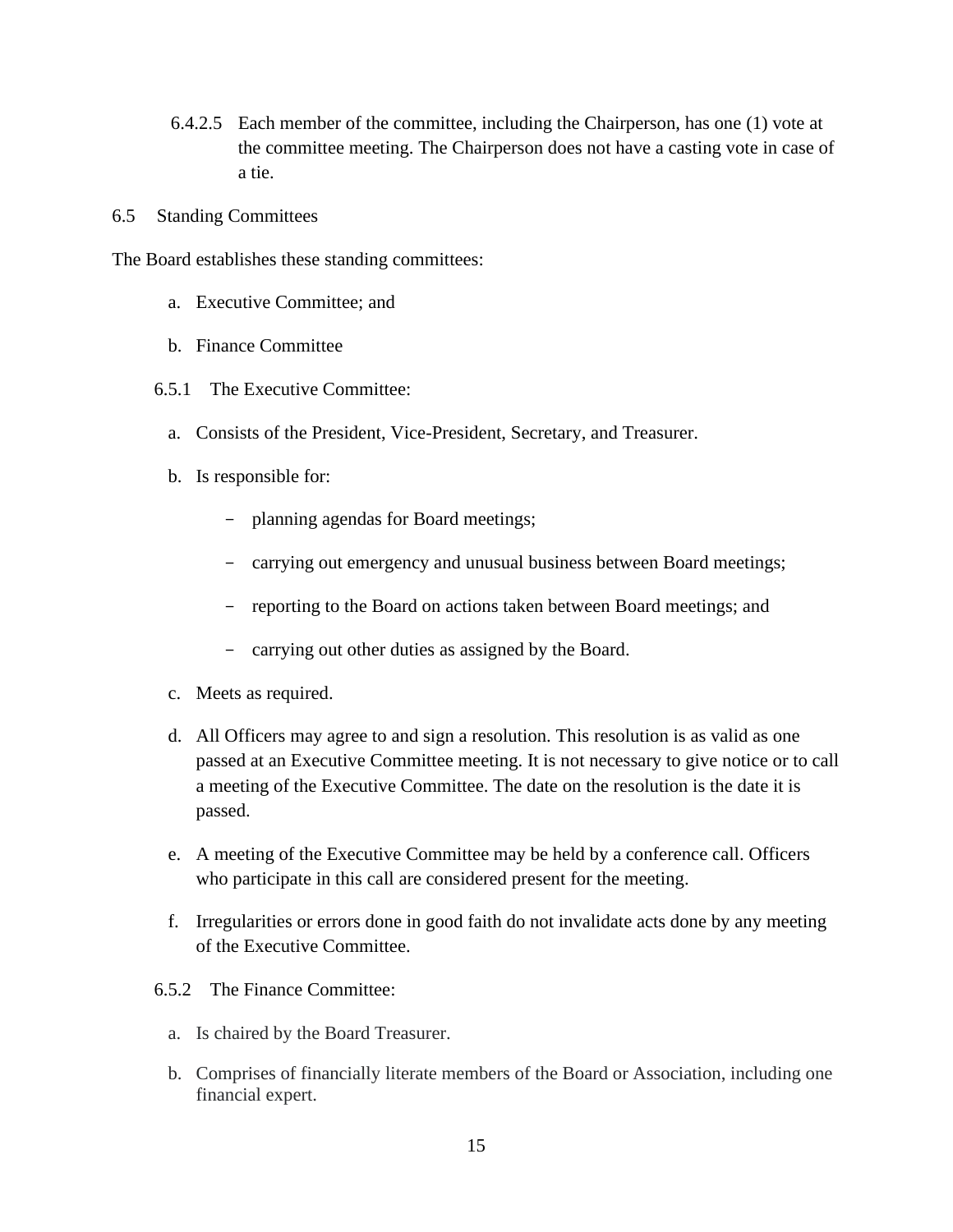6.4.2.5 Each member of the committee, including the Chairperson, has one (1) vote at the committee meeting. The Chairperson does not have a casting vote in case of a tie.

## 6.5 Standing Committees

The Board establishes these standing committees:

a. Executive Committee; and

b. Finance Committee

### 6.5.1 The Executive Committee:

a. Consists of the President, Vice-President, Secretary, and Treasurer.

b. Is responsible for:

   - planning agendas for Board meetings;
   - carrying out emergency and unusual business between Board meetings;
   - reporting to the Board on actions taken between Board meetings; and
   - carrying out other duties as assigned by the Board.

c. Meets as required.

d. All Officers may agree to and sign a resolution. This resolution is as valid as one passed at an Executive Committee meeting. It is not necessary to give notice or to call a meeting of the Executive Committee. The date on the resolution is the date it is passed.

e. A meeting of the Executive Committee may be held by a conference call. Officers who participate in this call are considered present for the meeting.

f. Irregularities or errors done in good faith do not invalidate acts done by any meeting of the Executive Committee.

### 6.5.2 The Finance Committee:

a. Is chaired by the Board Treasurer.

b. Comprises of financially literate members of the Board or Association, including one financial expert.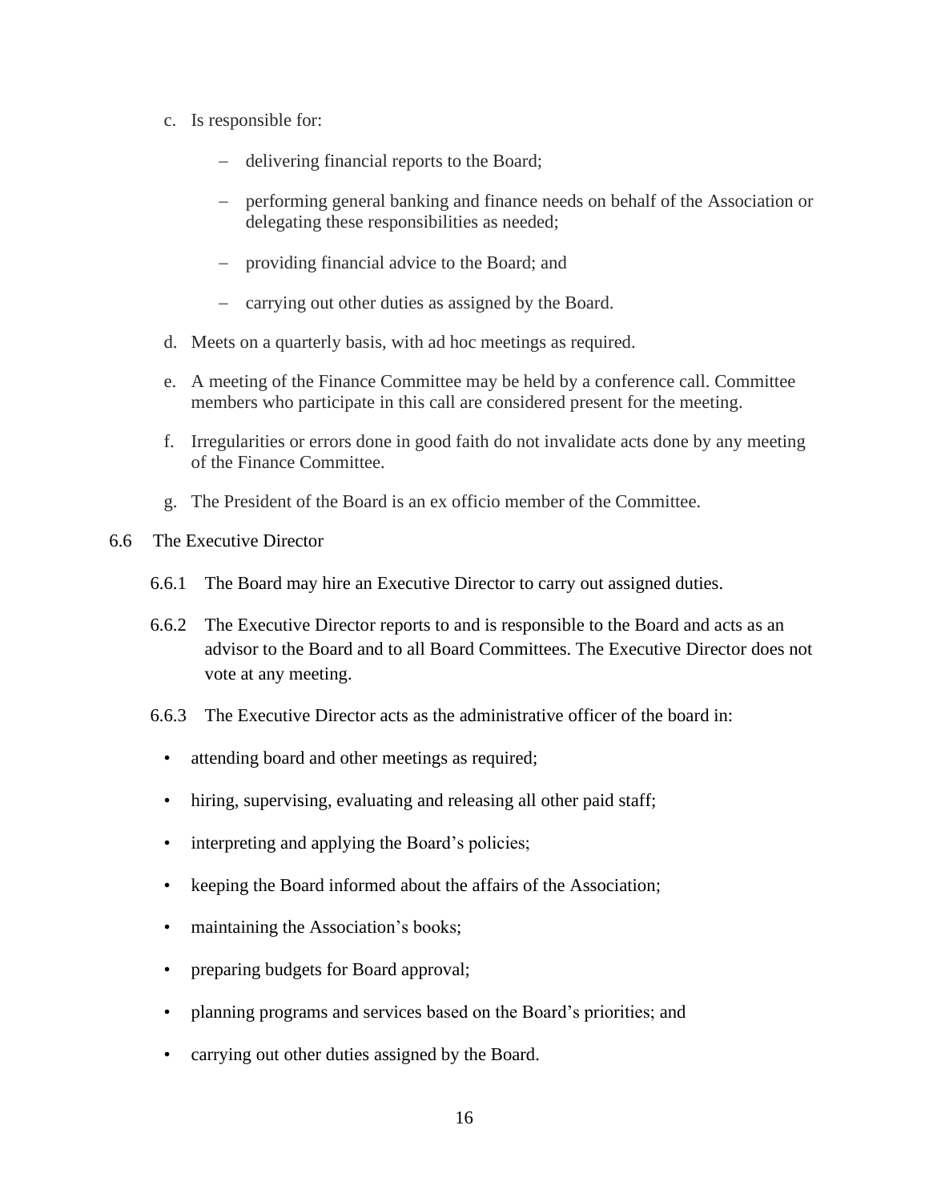c. Is responsible for:

   – delivering financial reports to the Board;

   – performing general banking and finance needs on behalf of the Association or delegating these responsibilities as needed;

   – providing financial advice to the Board; and

   – carrying out other duties as assigned by the Board.

d. Meets on a quarterly basis, with ad hoc meetings as required.

e. A meeting of the Finance Committee may be held by a conference call. Committee members who participate in this call are considered present for the meeting.

f. Irregularities or errors done in good faith do not invalidate acts done by any meeting of the Finance Committee.

g. The President of the Board is an ex officio member of the Committee.

6.6 The Executive Director

6.6.1 The Board may hire an Executive Director to carry out assigned duties.

6.6.2 The Executive Director reports to and is responsible to the Board and acts as an advisor to the Board and to all Board Committees. The Executive Director does not vote at any meeting.

6.6.3 The Executive Director acts as the administrative officer of the board in:

- attending board and other meetings as required;
- hiring, supervising, evaluating and releasing all other paid staff;
- interpreting and applying the Board's policies;
- keeping the Board informed about the affairs of the Association;
- maintaining the Association's books;
- preparing budgets for Board approval;
- planning programs and services based on the Board's priorities; and
- carrying out other duties assigned by the Board.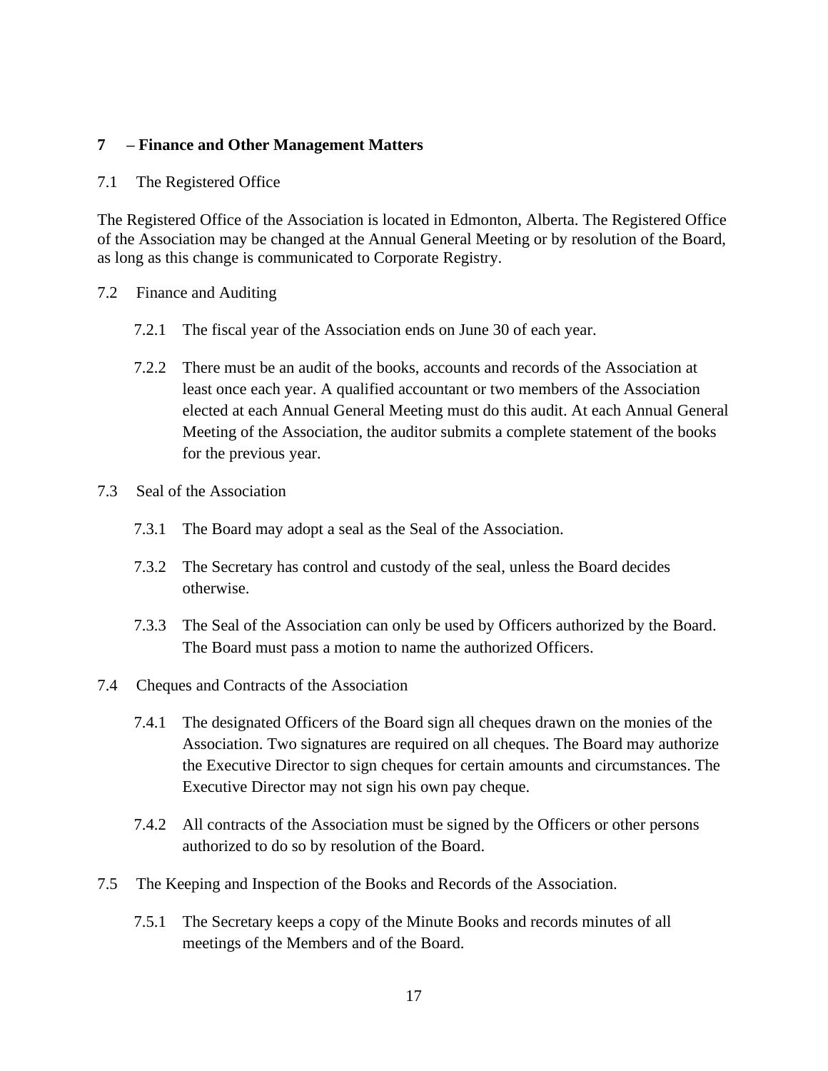## 7 – Finance and Other Management Matters

7.1 The Registered Office

The Registered Office of the Association is located in Edmonton, Alberta. The Registered Office of the Association may be changed at the Annual General Meeting or by resolution of the Board, as long as this change is communicated to Corporate Registry.

7.2 Finance and Auditing

7.2.1 The fiscal year of the Association ends on June 30 of each year.

7.2.2 There must be an audit of the books, accounts and records of the Association at least once each year. A qualified accountant or two members of the Association elected at each Annual General Meeting must do this audit. At each Annual General Meeting of the Association, the auditor submits a complete statement of the books for the previous year.

7.3 Seal of the Association

7.3.1 The Board may adopt a seal as the Seal of the Association.

7.3.2 The Secretary has control and custody of the seal, unless the Board decides otherwise.

7.3.3 The Seal of the Association can only be used by Officers authorized by the Board. The Board must pass a motion to name the authorized Officers.

7.4 Cheques and Contracts of the Association

7.4.1 The designated Officers of the Board sign all cheques drawn on the monies of the Association. Two signatures are required on all cheques. The Board may authorize the Executive Director to sign cheques for certain amounts and circumstances. The Executive Director may not sign his own pay cheque.

7.4.2 All contracts of the Association must be signed by the Officers or other persons authorized to do so by resolution of the Board.

7.5 The Keeping and Inspection of the Books and Records of the Association.

7.5.1 The Secretary keeps a copy of the Minute Books and records minutes of all meetings of the Members and of the Board.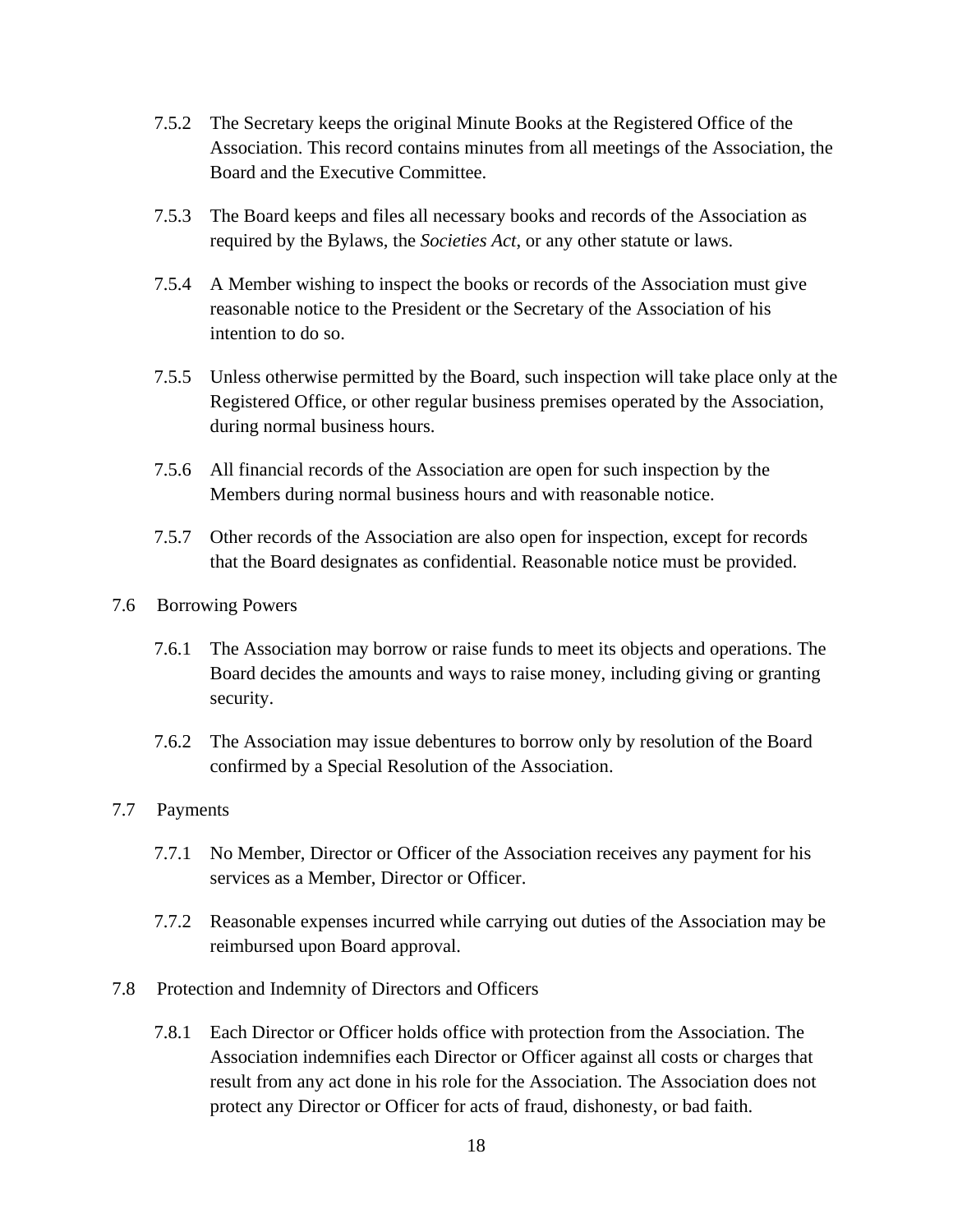7.5.2 The Secretary keeps the original Minute Books at the Registered Office of the Association. This record contains minutes from all meetings of the Association, the Board and the Executive Committee.

7.5.3 The Board keeps and files all necessary books and records of the Association as required by the Bylaws, the *Societies Act*, or any other statute or laws.

7.5.4 A Member wishing to inspect the books or records of the Association must give reasonable notice to the President or the Secretary of the Association of his intention to do so.

7.5.5 Unless otherwise permitted by the Board, such inspection will take place only at the Registered Office, or other regular business premises operated by the Association, during normal business hours.

7.5.6 All financial records of the Association are open for such inspection by the Members during normal business hours and with reasonable notice.

7.5.7 Other records of the Association are also open for inspection, except for records that the Board designates as confidential. Reasonable notice must be provided.

7.6 Borrowing Powers

7.6.1 The Association may borrow or raise funds to meet its objects and operations. The Board decides the amounts and ways to raise money, including giving or granting security.

7.6.2 The Association may issue debentures to borrow only by resolution of the Board confirmed by a Special Resolution of the Association.

7.7 Payments

7.7.1 No Member, Director or Officer of the Association receives any payment for his services as a Member, Director or Officer.

7.7.2 Reasonable expenses incurred while carrying out duties of the Association may be reimbursed upon Board approval.

7.8 Protection and Indemnity of Directors and Officers

7.8.1 Each Director or Officer holds office with protection from the Association. The Association indemnifies each Director or Officer against all costs or charges that result from any act done in his role for the Association. The Association does not protect any Director or Officer for acts of fraud, dishonesty, or bad faith.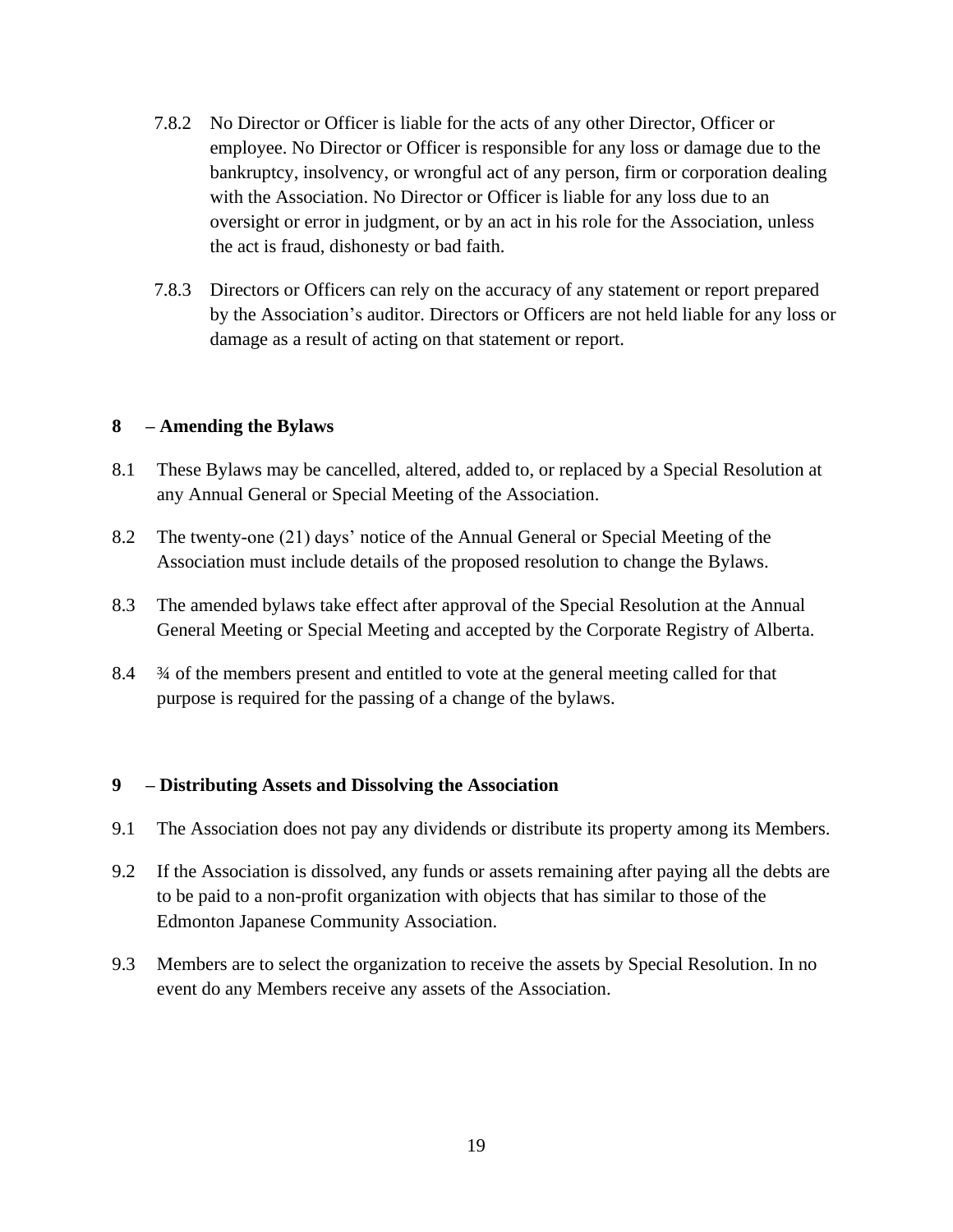7.8.2 No Director or Officer is liable for the acts of any other Director, Officer or employee. No Director or Officer is responsible for any loss or damage due to the bankruptcy, insolvency, or wrongful act of any person, firm or corporation dealing with the Association. No Director or Officer is liable for any loss due to an oversight or error in judgment, or by an act in his role for the Association, unless the act is fraud, dishonesty or bad faith.

7.8.3 Directors or Officers can rely on the accuracy of any statement or report prepared by the Association's auditor. Directors or Officers are not held liable for any loss or damage as a result of acting on that statement or report.

## 8 – Amending the Bylaws

8.1 These Bylaws may be cancelled, altered, added to, or replaced by a Special Resolution at any Annual General or Special Meeting of the Association.

8.2 The twenty-one (21) days' notice of the Annual General or Special Meeting of the Association must include details of the proposed resolution to change the Bylaws.

8.3 The amended bylaws take effect after approval of the Special Resolution at the Annual General Meeting or Special Meeting and accepted by the Corporate Registry of Alberta.

8.4 ¾ of the members present and entitled to vote at the general meeting called for that purpose is required for the passing of a change of the bylaws.

## 9 – Distributing Assets and Dissolving the Association

9.1 The Association does not pay any dividends or distribute its property among its Members.

9.2 If the Association is dissolved, any funds or assets remaining after paying all the debts are to be paid to a non-profit organization with objects that has similar to those of the Edmonton Japanese Community Association.

9.3 Members are to select the organization to receive the assets by Special Resolution. In no event do any Members receive any assets of the Association.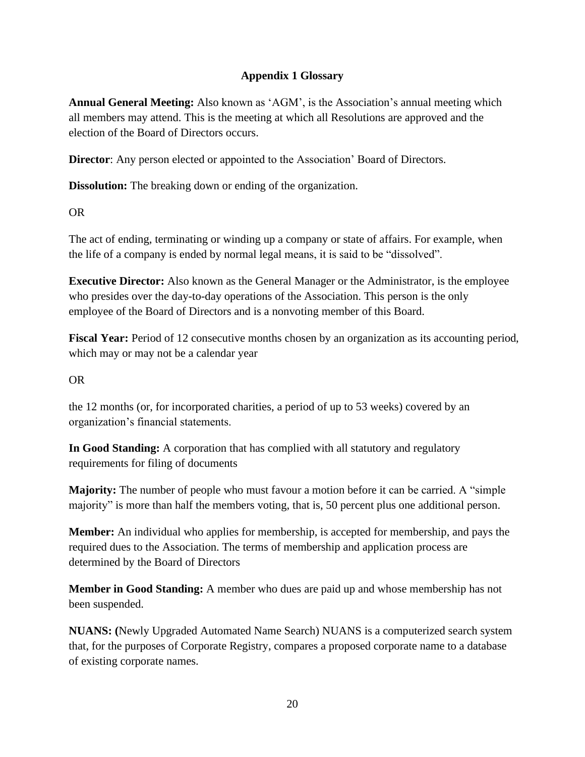## Appendix 1 Glossary

**Annual General Meeting:** Also known as 'AGM', is the Association's annual meeting which all members may attend. This is the meeting at which all Resolutions are approved and the election of the Board of Directors occurs.

**Director**: Any person elected or appointed to the Association' Board of Directors.

**Dissolution:** The breaking down or ending of the organization.

OR

The act of ending, terminating or winding up a company or state of affairs. For example, when the life of a company is ended by normal legal means, it is said to be "dissolved".

**Executive Director:** Also known as the General Manager or the Administrator, is the employee who presides over the day-to-day operations of the Association. This person is the only employee of the Board of Directors and is a nonvoting member of this Board.

**Fiscal Year:** Period of 12 consecutive months chosen by an organization as its accounting period, which may or may not be a calendar year

OR

the 12 months (or, for incorporated charities, a period of up to 53 weeks) covered by an organization's financial statements.

**In Good Standing:** A corporation that has complied with all statutory and regulatory requirements for filing of documents

**Majority:** The number of people who must favour a motion before it can be carried. A "simple majority" is more than half the members voting, that is, 50 percent plus one additional person.

**Member:** An individual who applies for membership, is accepted for membership, and pays the required dues to the Association. The terms of membership and application process are determined by the Board of Directors

**Member in Good Standing:** A member who dues are paid up and whose membership has not been suspended.

**NUANS: (**Newly Upgraded Automated Name Search) NUANS is a computerized search system that, for the purposes of Corporate Registry, compares a proposed corporate name to a database of existing corporate names.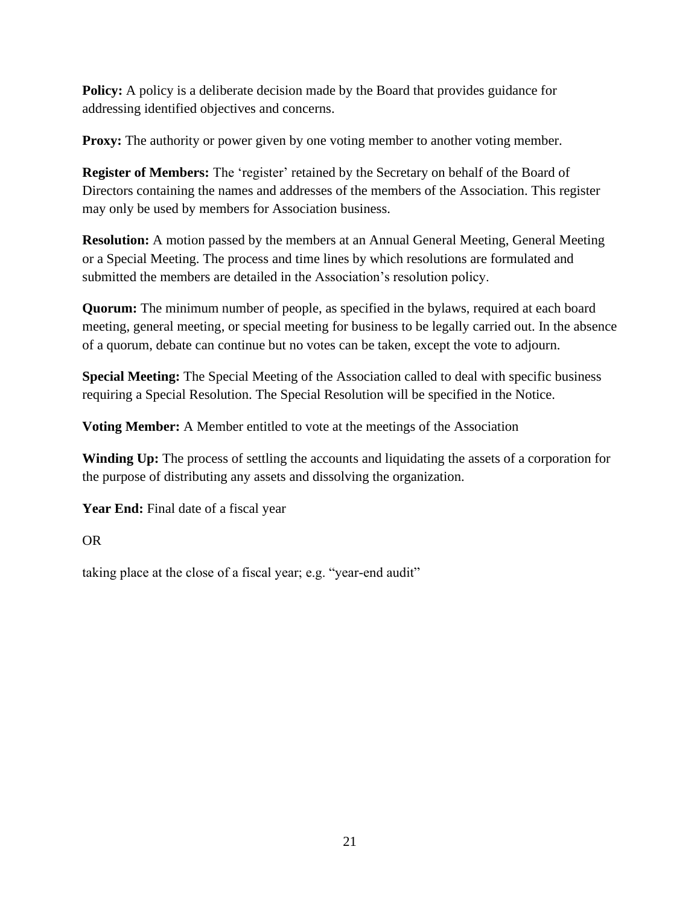**Policy:** A policy is a deliberate decision made by the Board that provides guidance for addressing identified objectives and concerns.

**Proxy:** The authority or power given by one voting member to another voting member.

**Register of Members:** The 'register' retained by the Secretary on behalf of the Board of Directors containing the names and addresses of the members of the Association. This register may only be used by members for Association business.

**Resolution:** A motion passed by the members at an Annual General Meeting, General Meeting or a Special Meeting. The process and time lines by which resolutions are formulated and submitted the members are detailed in the Association's resolution policy.

**Quorum:** The minimum number of people, as specified in the bylaws, required at each board meeting, general meeting, or special meeting for business to be legally carried out. In the absence of a quorum, debate can continue but no votes can be taken, except the vote to adjourn.

**Special Meeting:** The Special Meeting of the Association called to deal with specific business requiring a Special Resolution. The Special Resolution will be specified in the Notice.

**Voting Member:** A Member entitled to vote at the meetings of the Association

**Winding Up:** The process of settling the accounts and liquidating the assets of a corporation for the purpose of distributing any assets and dissolving the organization.

**Year End:** Final date of a fiscal year

OR

taking place at the close of a fiscal year; e.g. "year-end audit"